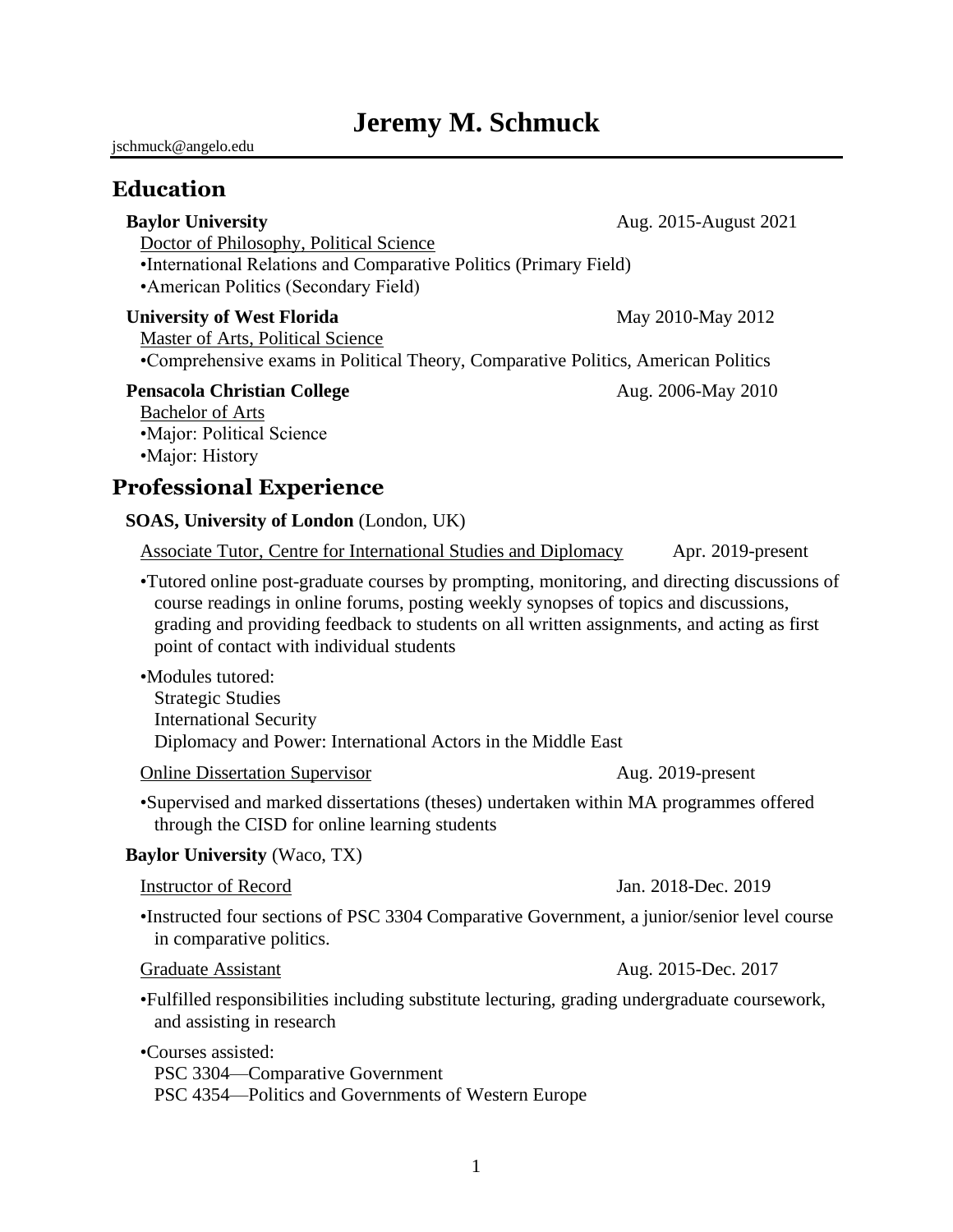# Jeremy M. Schmuck

jschmuck@angelo.edu

## Education

**Baylor University** Aug. 2015-August 2021
Doctor of Philosophy, Political Science
•International Relations and Comparative Politics (Primary Field)
•American Politics (Secondary Field)

**University of West Florida** May 2010-May 2012
Master of Arts, Political Science
•Comprehensive exams in Political Theory, Comparative Politics, American Politics

**Pensacola Christian College** Aug. 2006-May 2010
Bachelor of Arts
•Major: Political Science
•Major: History

## Professional Experience

**SOAS, University of London** (London, UK)

Associate Tutor, Centre for International Studies and Diplomacy Apr. 2019-present

•Tutored online post-graduate courses by prompting, monitoring, and directing discussions of course readings in online forums, posting weekly synopses of topics and discussions, grading and providing feedback to students on all written assignments, and acting as first point of contact with individual students

•Modules tutored:
Strategic Studies
International Security
Diplomacy and Power: International Actors in the Middle East

Online Dissertation Supervisor Aug. 2019-present

•Supervised and marked dissertations (theses) undertaken within MA programmes offered through the CISD for online learning students

**Baylor University** (Waco, TX)

Instructor of Record Jan. 2018-Dec. 2019

•Instructed four sections of PSC 3304 Comparative Government, a junior/senior level course in comparative politics.

Graduate Assistant Aug. 2015-Dec. 2017

•Fulfilled responsibilities including substitute lecturing, grading undergraduate coursework, and assisting in research

•Courses assisted:
PSC 3304—Comparative Government
PSC 4354—Politics and Governments of Western Europe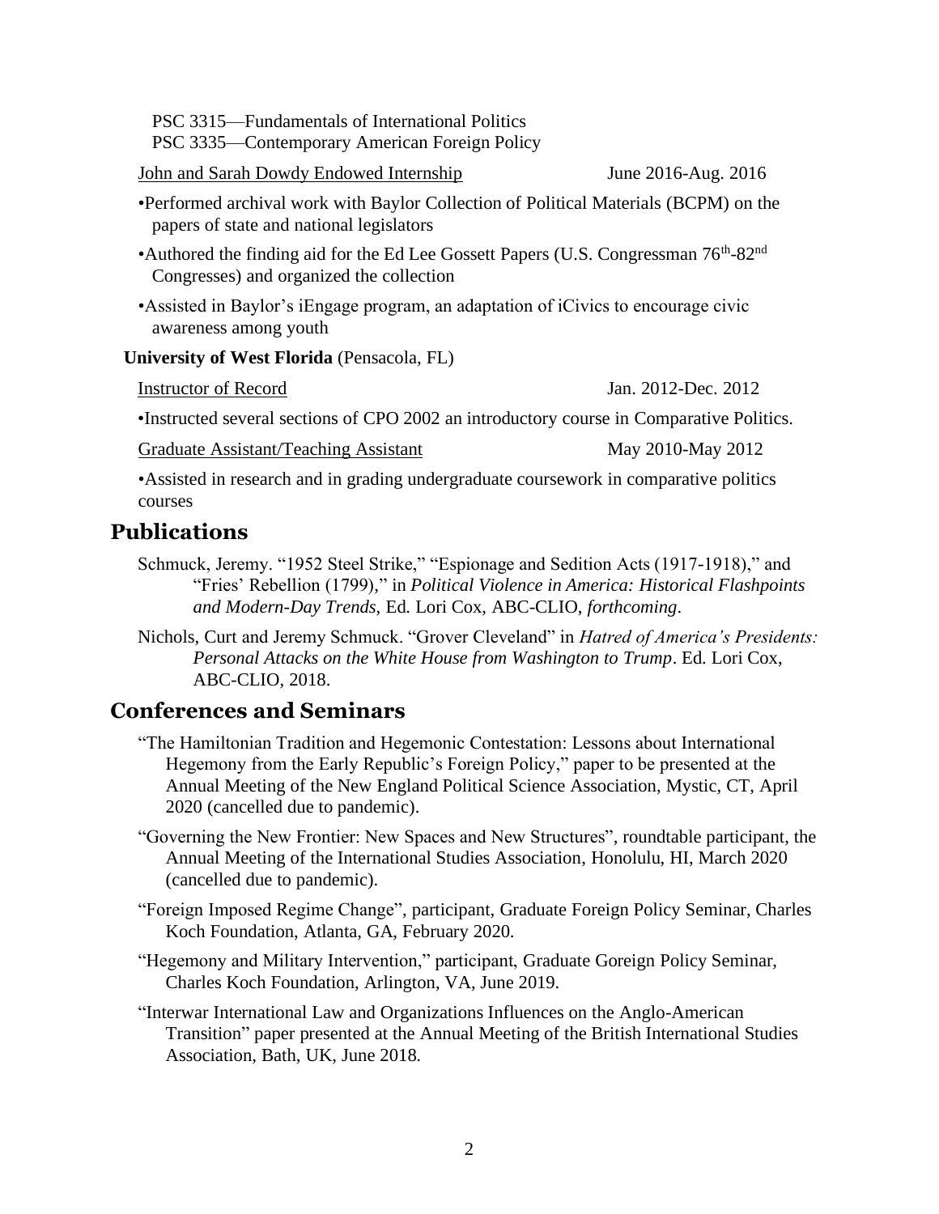PSC 3315—Fundamentals of International Politics
PSC 3335—Contemporary American Foreign Policy

John and Sarah Dowdy Endowed Internship June 2016-Aug. 2016

- Performed archival work with Baylor Collection of Political Materials (BCPM) on the papers of state and national legislators
- Authored the finding aid for the Ed Lee Gossett Papers (U.S. Congressman 76th-82nd Congresses) and organized the collection
- Assisted in Baylor's iEngage program, an adaptation of iCivics to encourage civic awareness among youth

**University of West Florida** (Pensacola, FL)

Instructor of Record Jan. 2012-Dec. 2012

- Instructed several sections of CPO 2002 an introductory course in Comparative Politics.

Graduate Assistant/Teaching Assistant May 2010-May 2012

- Assisted in research and in grading undergraduate coursework in comparative politics courses

## Publications

Schmuck, Jeremy. "1952 Steel Strike," "Espionage and Sedition Acts (1917-1918)," and "Fries' Rebellion (1799)," in *Political Violence in America: Historical Flashpoints and Modern-Day Trends*, Ed. Lori Cox, ABC-CLIO, *forthcoming*.

Nichols, Curt and Jeremy Schmuck. "Grover Cleveland" in *Hatred of America's Presidents: Personal Attacks on the White House from Washington to Trump*. Ed. Lori Cox, ABC-CLIO, 2018.

## Conferences and Seminars

"The Hamiltonian Tradition and Hegemonic Contestation: Lessons about International Hegemony from the Early Republic's Foreign Policy," paper to be presented at the Annual Meeting of the New England Political Science Association, Mystic, CT, April 2020 (cancelled due to pandemic).

"Governing the New Frontier: New Spaces and New Structures", roundtable participant, the Annual Meeting of the International Studies Association, Honolulu, HI, March 2020 (cancelled due to pandemic).

"Foreign Imposed Regime Change", participant, Graduate Foreign Policy Seminar, Charles Koch Foundation, Atlanta, GA, February 2020.

"Hegemony and Military Intervention," participant, Graduate Goreign Policy Seminar, Charles Koch Foundation, Arlington, VA, June 2019.

"Interwar International Law and Organizations Influences on the Anglo-American Transition" paper presented at the Annual Meeting of the British International Studies Association, Bath, UK, June 2018.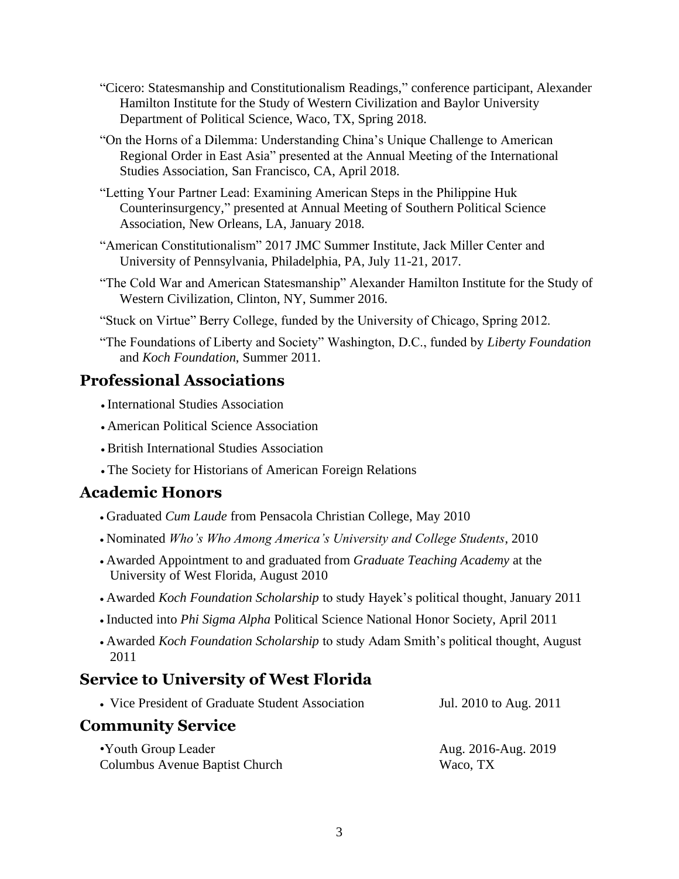"Cicero: Statesmanship and Constitutionalism Readings," conference participant, Alexander Hamilton Institute for the Study of Western Civilization and Baylor University Department of Political Science, Waco, TX, Spring 2018.

"On the Horns of a Dilemma: Understanding China's Unique Challenge to American Regional Order in East Asia" presented at the Annual Meeting of the International Studies Association, San Francisco, CA, April 2018.

"Letting Your Partner Lead: Examining American Steps in the Philippine Huk Counterinsurgency," presented at Annual Meeting of Southern Political Science Association, New Orleans, LA, January 2018.

"American Constitutionalism" 2017 JMC Summer Institute, Jack Miller Center and University of Pennsylvania, Philadelphia, PA, July 11-21, 2017.

"The Cold War and American Statesmanship" Alexander Hamilton Institute for the Study of Western Civilization, Clinton, NY, Summer 2016.

"Stuck on Virtue" Berry College, funded by the University of Chicago, Spring 2012.

"The Foundations of Liberty and Society" Washington, D.C., funded by *Liberty Foundation* and *Koch Foundation*, Summer 2011.

## Professional Associations

- International Studies Association
- American Political Science Association
- British International Studies Association
- The Society for Historians of American Foreign Relations

## Academic Honors

- Graduated *Cum Laude* from Pensacola Christian College, May 2010
- Nominated *Who's Who Among America's University and College Students*, 2010
- Awarded Appointment to and graduated from *Graduate Teaching Academy* at the University of West Florida, August 2010
- Awarded *Koch Foundation Scholarship* to study Hayek's political thought, January 2011
- Inducted into *Phi Sigma Alpha* Political Science National Honor Society, April 2011
- Awarded *Koch Foundation Scholarship* to study Adam Smith's political thought, August 2011

## Service to University of West Florida

- Vice President of Graduate Student Association — Jul. 2010 to Aug. 2011

## Community Service

- Youth Group Leader — Aug. 2016-Aug. 2019
  Columbus Avenue Baptist Church — Waco, TX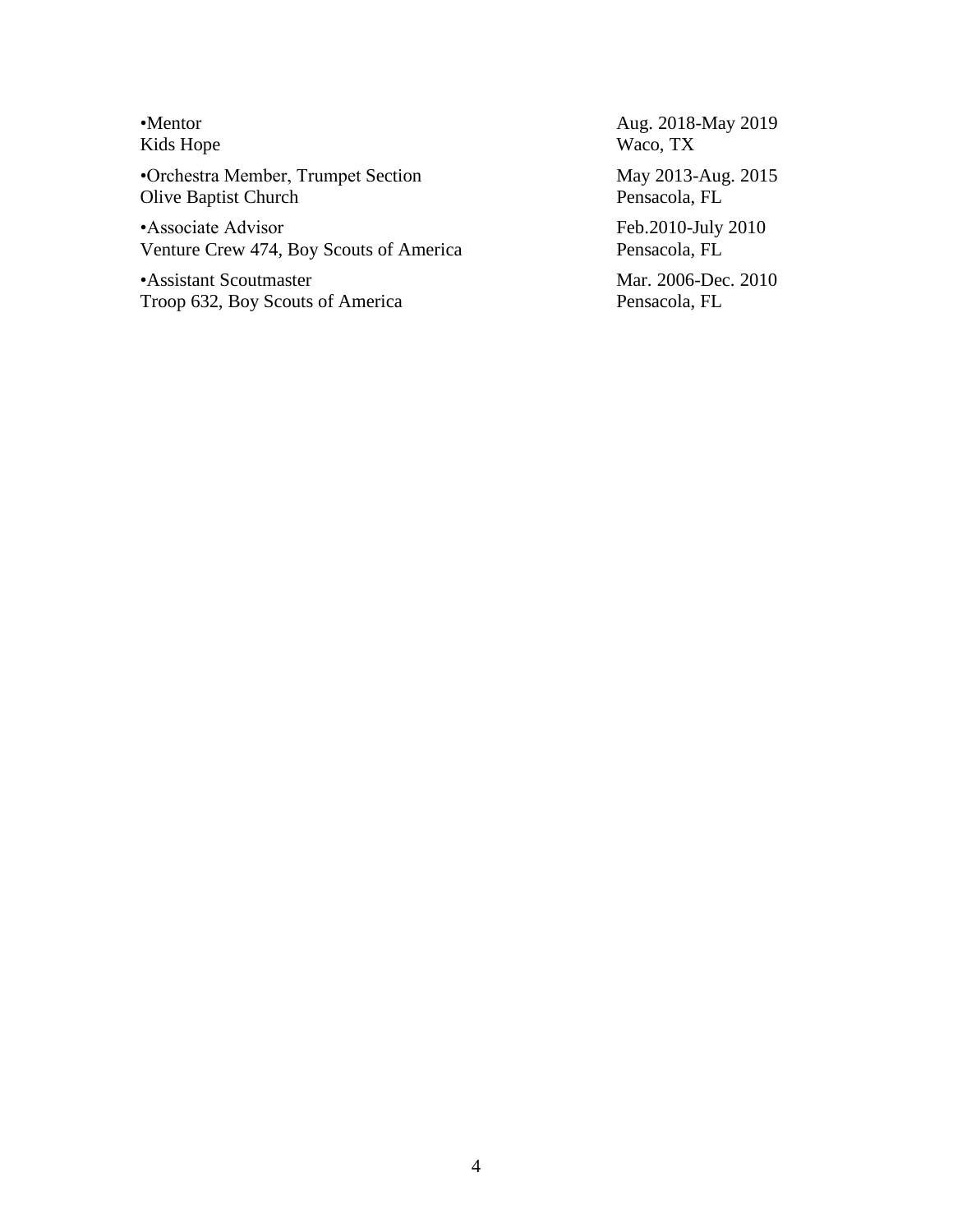•Mentor
Kids Hope

Aug. 2018-May 2019
Waco, TX

•Orchestra Member, Trumpet Section
Olive Baptist Church

May 2013-Aug. 2015
Pensacola, FL

•Associate Advisor
Venture Crew 474, Boy Scouts of America

Feb.2010-July 2010
Pensacola, FL

•Assistant Scoutmaster
Troop 632, Boy Scouts of America

Mar. 2006-Dec. 2010
Pensacola, FL